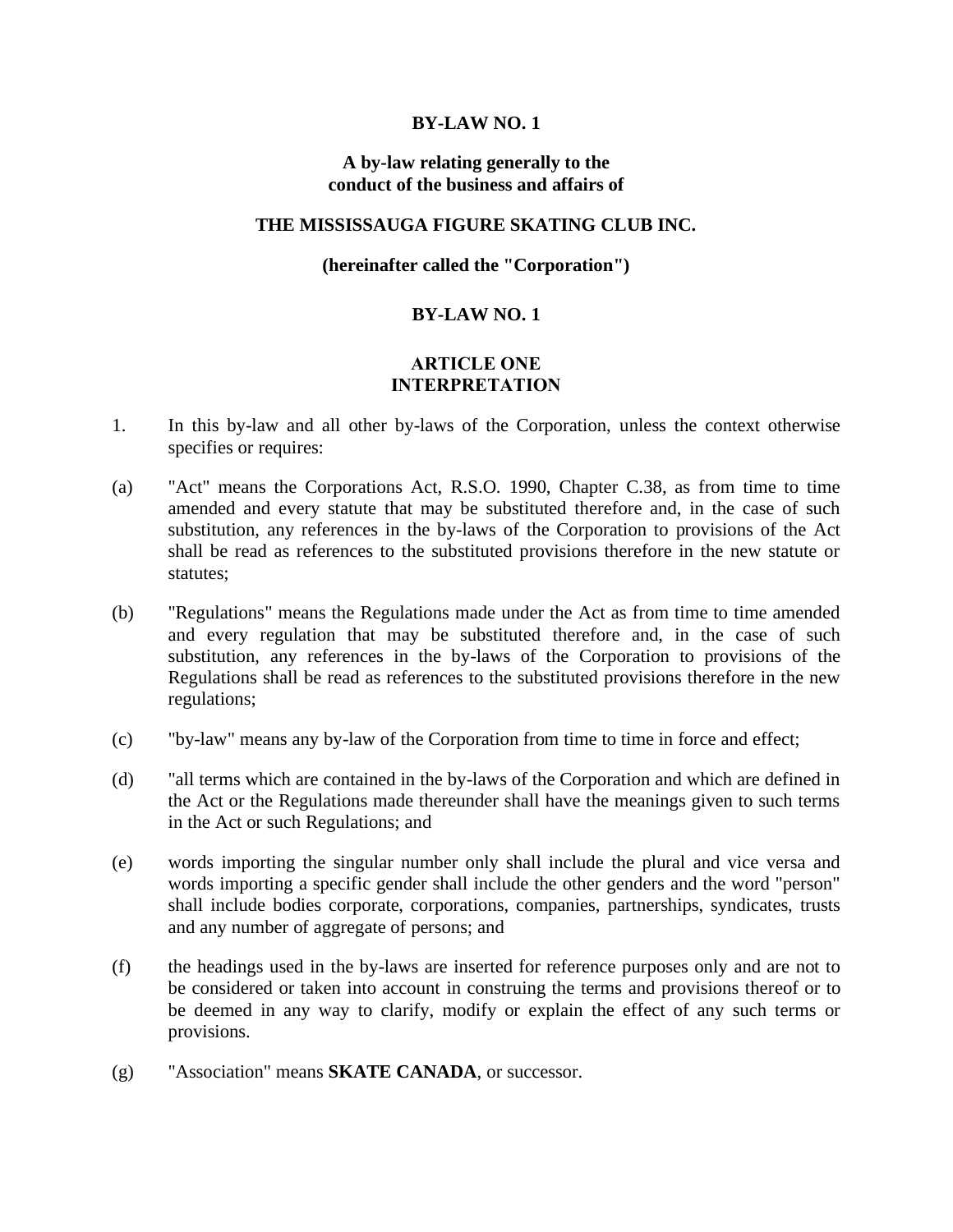**BY-LAW NO. 1**

**A by-law relating generally to the conduct of the business and affairs of**

**THE MISSISSAUGA FIGURE SKATING CLUB INC.**

**(hereinafter called the "Corporation")**

**BY-LAW NO. 1**

## ARTICLE ONE
## INTERPRETATION

1. In this by-law and all other by-laws of the Corporation, unless the context otherwise specifies or requires:

(a) "Act" means the Corporations Act, R.S.O. 1990, Chapter C.38, as from time to time amended and every statute that may be substituted therefore and, in the case of such substitution, any references in the by-laws of the Corporation to provisions of the Act shall be read as references to the substituted provisions therefore in the new statute or statutes;

(b) "Regulations" means the Regulations made under the Act as from time to time amended and every regulation that may be substituted therefore and, in the case of such substitution, any references in the by-laws of the Corporation to provisions of the Regulations shall be read as references to the substituted provisions therefore in the new regulations;

(c) "by-law" means any by-law of the Corporation from time to time in force and effect;

(d) "all terms which are contained in the by-laws of the Corporation and which are defined in the Act or the Regulations made thereunder shall have the meanings given to such terms in the Act or such Regulations; and

(e) words importing the singular number only shall include the plural and vice versa and words importing a specific gender shall include the other genders and the word "person" shall include bodies corporate, corporations, companies, partnerships, syndicates, trusts and any number of aggregate of persons; and

(f) the headings used in the by-laws are inserted for reference purposes only and are not to be considered or taken into account in construing the terms and provisions thereof or to be deemed in any way to clarify, modify or explain the effect of any such terms or provisions.

(g) "Association" means **SKATE CANADA**, or successor.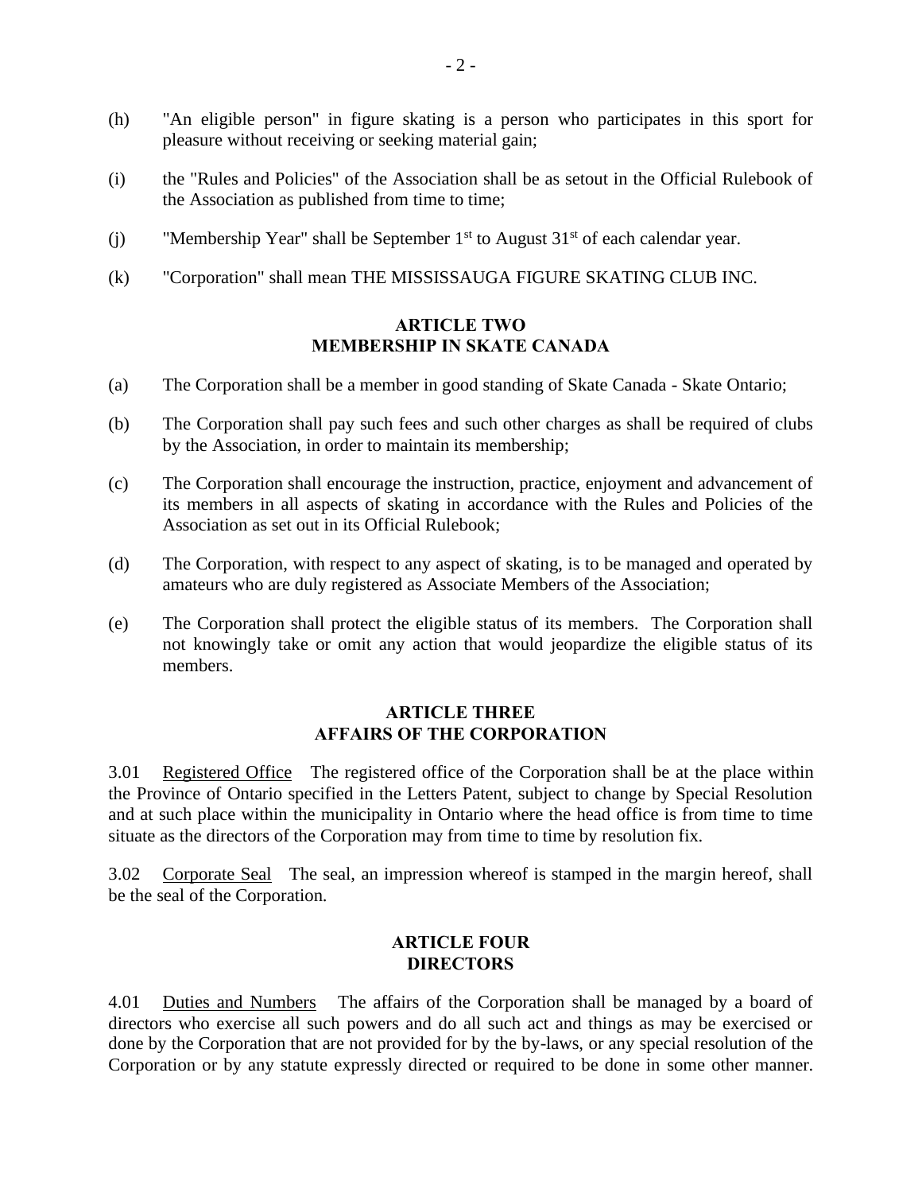(h) "An eligible person" in figure skating is a person who participates in this sport for pleasure without receiving or seeking material gain;

(i) the "Rules and Policies" of the Association shall be as setout in the Official Rulebook of the Association as published from time to time;

(j) "Membership Year" shall be September 1st to August 31st of each calendar year.

(k) "Corporation" shall mean THE MISSISSAUGA FIGURE SKATING CLUB INC.

## ARTICLE TWO
## MEMBERSHIP IN SKATE CANADA

(a) The Corporation shall be a member in good standing of Skate Canada - Skate Ontario;

(b) The Corporation shall pay such fees and such other charges as shall be required of clubs by the Association, in order to maintain its membership;

(c) The Corporation shall encourage the instruction, practice, enjoyment and advancement of its members in all aspects of skating in accordance with the Rules and Policies of the Association as set out in its Official Rulebook;

(d) The Corporation, with respect to any aspect of skating, is to be managed and operated by amateurs who are duly registered as Associate Members of the Association;

(e) The Corporation shall protect the eligible status of its members. The Corporation shall not knowingly take or omit any action that would jeopardize the eligible status of its members.

## ARTICLE THREE
## AFFAIRS OF THE CORPORATION

3.01 Registered Office The registered office of the Corporation shall be at the place within the Province of Ontario specified in the Letters Patent, subject to change by Special Resolution and at such place within the municipality in Ontario where the head office is from time to time situate as the directors of the Corporation may from time to time by resolution fix.

3.02 Corporate Seal The seal, an impression whereof is stamped in the margin hereof, shall be the seal of the Corporation.

## ARTICLE FOUR
## DIRECTORS

4.01 Duties and Numbers The affairs of the Corporation shall be managed by a board of directors who exercise all such powers and do all such act and things as may be exercised or done by the Corporation that are not provided for by the by-laws, or any special resolution of the Corporation or by any statute expressly directed or required to be done in some other manner.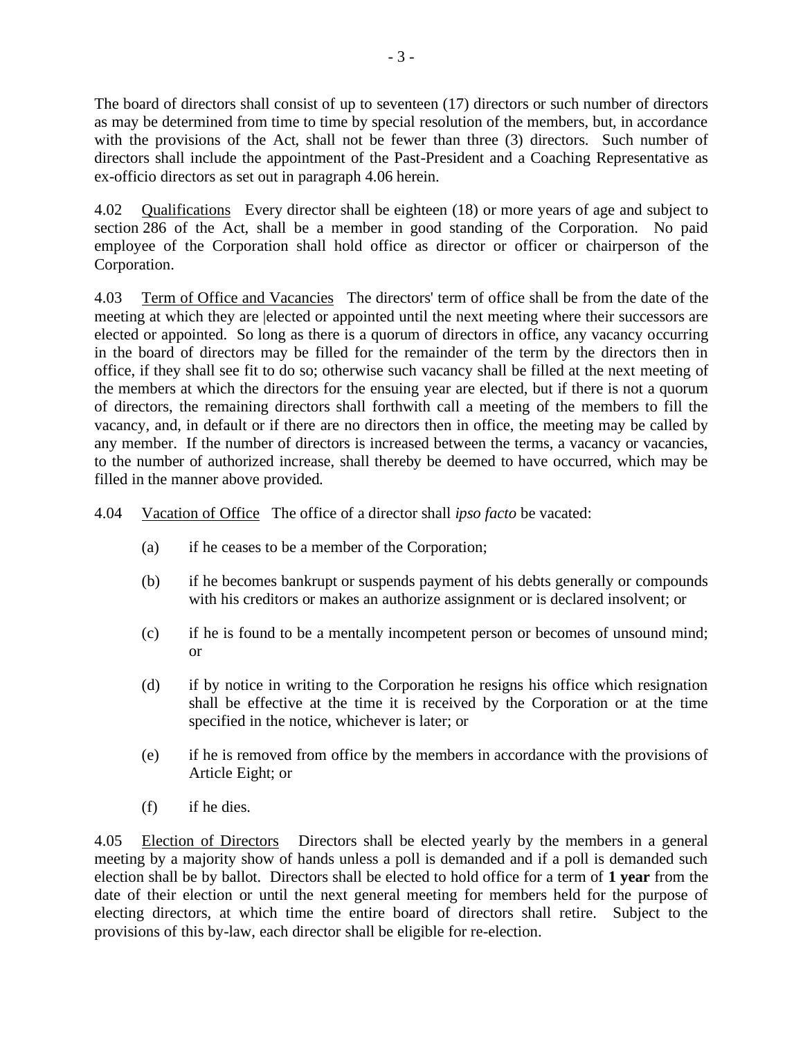The board of directors shall consist of up to seventeen (17) directors or such number of directors as may be determined from time to time by special resolution of the members, but, in accordance with the provisions of the Act, shall not be fewer than three (3) directors. Such number of directors shall include the appointment of the Past-President and a Coaching Representative as ex-officio directors as set out in paragraph 4.06 herein.

4.02 Qualifications Every director shall be eighteen (18) or more years of age and subject to section 286 of the Act, shall be a member in good standing of the Corporation. No paid employee of the Corporation shall hold office as director or officer or chairperson of the Corporation.

4.03 Term of Office and Vacancies The directors' term of office shall be from the date of the meeting at which they are |elected or appointed until the next meeting where their successors are elected or appointed. So long as there is a quorum of directors in office, any vacancy occurring in the board of directors may be filled for the remainder of the term by the directors then in office, if they shall see fit to do so; otherwise such vacancy shall be filled at the next meeting of the members at which the directors for the ensuing year are elected, but if there is not a quorum of directors, the remaining directors shall forthwith call a meeting of the members to fill the vacancy, and, in default or if there are no directors then in office, the meeting may be called by any member. If the number of directors is increased between the terms, a vacancy or vacancies, to the number of authorized increase, shall thereby be deemed to have occurred, which may be filled in the manner above provided.

4.04 Vacation of Office The office of a director shall *ipso facto* be vacated:

(a) if he ceases to be a member of the Corporation;

(b) if he becomes bankrupt or suspends payment of his debts generally or compounds with his creditors or makes an authorize assignment or is declared insolvent; or

(c) if he is found to be a mentally incompetent person or becomes of unsound mind; or

(d) if by notice in writing to the Corporation he resigns his office which resignation shall be effective at the time it is received by the Corporation or at the time specified in the notice, whichever is later; or

(e) if he is removed from office by the members in accordance with the provisions of Article Eight; or

(f) if he dies.

4.05 Election of Directors Directors shall be elected yearly by the members in a general meeting by a majority show of hands unless a poll is demanded and if a poll is demanded such election shall be by ballot. Directors shall be elected to hold office for a term of **1 year** from the date of their election or until the next general meeting for members held for the purpose of electing directors, at which time the entire board of directors shall retire. Subject to the provisions of this by-law, each director shall be eligible for re-election.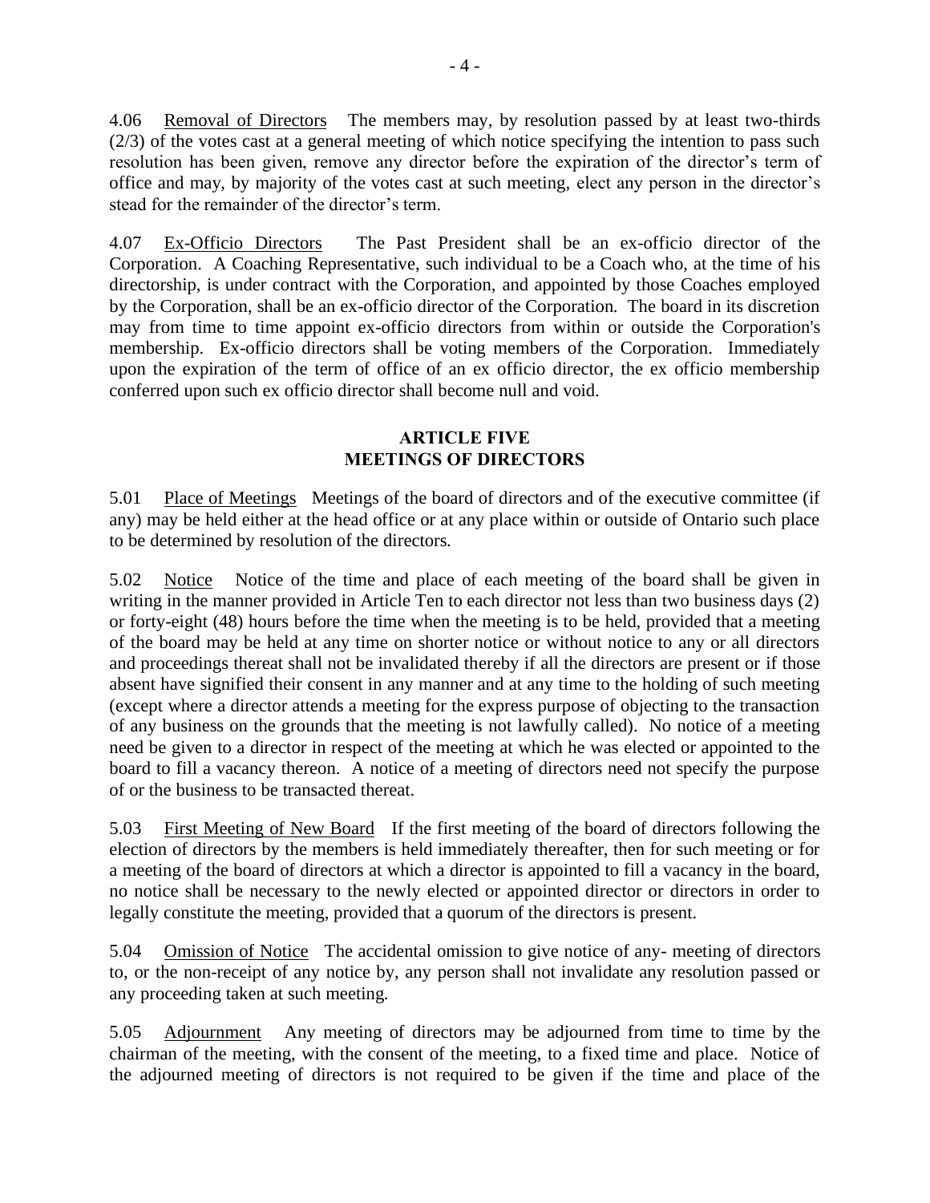4.06 Removal of Directors The members may, by resolution passed by at least two-thirds (2/3) of the votes cast at a general meeting of which notice specifying the intention to pass such resolution has been given, remove any director before the expiration of the director's term of office and may, by majority of the votes cast at such meeting, elect any person in the director's stead for the remainder of the director's term.

4.07 Ex-Officio Directors The Past President shall be an ex-officio director of the Corporation. A Coaching Representative, such individual to be a Coach who, at the time of his directorship, is under contract with the Corporation, and appointed by those Coaches employed by the Corporation, shall be an ex-officio director of the Corporation. The board in its discretion may from time to time appoint ex-officio directors from within or outside the Corporation's membership. Ex-officio directors shall be voting members of the Corporation. Immediately upon the expiration of the term of office of an ex officio director, the ex officio membership conferred upon such ex officio director shall become null and void.

## ARTICLE FIVE
## MEETINGS OF DIRECTORS

5.01 Place of Meetings Meetings of the board of directors and of the executive committee (if any) may be held either at the head office or at any place within or outside of Ontario such place to be determined by resolution of the directors.

5.02 Notice Notice of the time and place of each meeting of the board shall be given in writing in the manner provided in Article Ten to each director not less than two business days (2) or forty-eight (48) hours before the time when the meeting is to be held, provided that a meeting of the board may be held at any time on shorter notice or without notice to any or all directors and proceedings thereat shall not be invalidated thereby if all the directors are present or if those absent have signified their consent in any manner and at any time to the holding of such meeting (except where a director attends a meeting for the express purpose of objecting to the transaction of any business on the grounds that the meeting is not lawfully called). No notice of a meeting need be given to a director in respect of the meeting at which he was elected or appointed to the board to fill a vacancy thereon. A notice of a meeting of directors need not specify the purpose of or the business to be transacted thereat.

5.03 First Meeting of New Board If the first meeting of the board of directors following the election of directors by the members is held immediately thereafter, then for such meeting or for a meeting of the board of directors at which a director is appointed to fill a vacancy in the board, no notice shall be necessary to the newly elected or appointed director or directors in order to legally constitute the meeting, provided that a quorum of the directors is present.

5.04 Omission of Notice The accidental omission to give notice of any- meeting of directors to, or the non-receipt of any notice by, any person shall not invalidate any resolution passed or any proceeding taken at such meeting.

5.05 Adjournment Any meeting of directors may be adjourned from time to time by the chairman of the meeting, with the consent of the meeting, to a fixed time and place. Notice of the adjourned meeting of directors is not required to be given if the time and place of the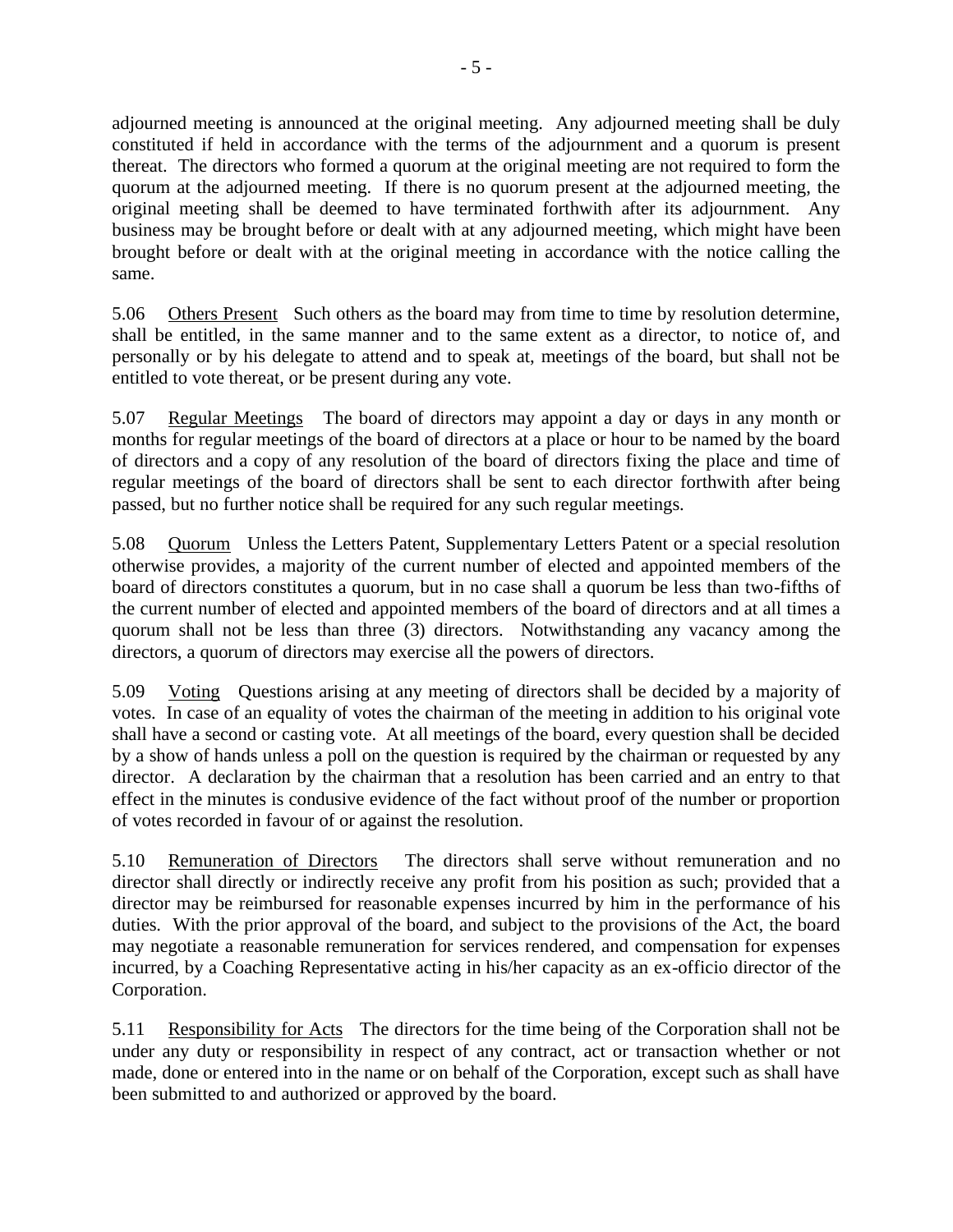adjourned meeting is announced at the original meeting. Any adjourned meeting shall be duly constituted if held in accordance with the terms of the adjournment and a quorum is present thereat. The directors who formed a quorum at the original meeting are not required to form the quorum at the adjourned meeting. If there is no quorum present at the adjourned meeting, the original meeting shall be deemed to have terminated forthwith after its adjournment. Any business may be brought before or dealt with at any adjourned meeting, which might have been brought before or dealt with at the original meeting in accordance with the notice calling the same.

5.06 Others Present Such others as the board may from time to time by resolution determine, shall be entitled, in the same manner and to the same extent as a director, to notice of, and personally or by his delegate to attend and to speak at, meetings of the board, but shall not be entitled to vote thereat, or be present during any vote.

5.07 Regular Meetings The board of directors may appoint a day or days in any month or months for regular meetings of the board of directors at a place or hour to be named by the board of directors and a copy of any resolution of the board of directors fixing the place and time of regular meetings of the board of directors shall be sent to each director forthwith after being passed, but no further notice shall be required for any such regular meetings.

5.08 Quorum Unless the Letters Patent, Supplementary Letters Patent or a special resolution otherwise provides, a majority of the current number of elected and appointed members of the board of directors constitutes a quorum, but in no case shall a quorum be less than two-fifths of the current number of elected and appointed members of the board of directors and at all times a quorum shall not be less than three (3) directors. Notwithstanding any vacancy among the directors, a quorum of directors may exercise all the powers of directors.

5.09 Voting Questions arising at any meeting of directors shall be decided by a majority of votes. In case of an equality of votes the chairman of the meeting in addition to his original vote shall have a second or casting vote. At all meetings of the board, every question shall be decided by a show of hands unless a poll on the question is required by the chairman or requested by any director. A declaration by the chairman that a resolution has been carried and an entry to that effect in the minutes is condusive evidence of the fact without proof of the number or proportion of votes recorded in favour of or against the resolution.

5.10 Remuneration of Directors The directors shall serve without remuneration and no director shall directly or indirectly receive any profit from his position as such; provided that a director may be reimbursed for reasonable expenses incurred by him in the performance of his duties. With the prior approval of the board, and subject to the provisions of the Act, the board may negotiate a reasonable remuneration for services rendered, and compensation for expenses incurred, by a Coaching Representative acting in his/her capacity as an ex-officio director of the Corporation.

5.11 Responsibility for Acts The directors for the time being of the Corporation shall not be under any duty or responsibility in respect of any contract, act or transaction whether or not made, done or entered into in the name or on behalf of the Corporation, except such as shall have been submitted to and authorized or approved by the board.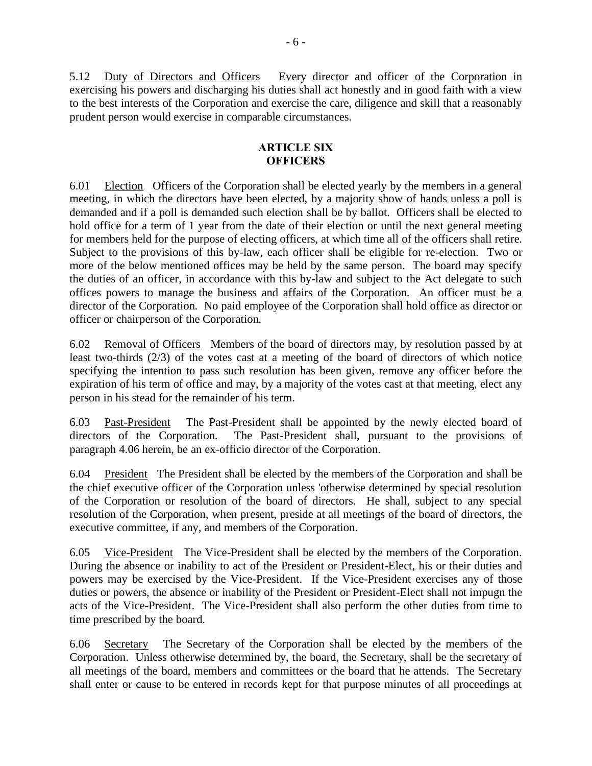5.12 Duty of Directors and Officers Every director and officer of the Corporation in exercising his powers and discharging his duties shall act honestly and in good faith with a view to the best interests of the Corporation and exercise the care, diligence and skill that a reasonably prudent person would exercise in comparable circumstances.

## ARTICLE SIX
## OFFICERS

6.01 Election Officers of the Corporation shall be elected yearly by the members in a general meeting, in which the directors have been elected, by a majority show of hands unless a poll is demanded and if a poll is demanded such election shall be by ballot. Officers shall be elected to hold office for a term of 1 year from the date of their election or until the next general meeting for members held for the purpose of electing officers, at which time all of the officers shall retire. Subject to the provisions of this by-law, each officer shall be eligible for re-election. Two or more of the below mentioned offices may be held by the same person. The board may specify the duties of an officer, in accordance with this by-law and subject to the Act delegate to such offices powers to manage the business and affairs of the Corporation. An officer must be a director of the Corporation. No paid employee of the Corporation shall hold office as director or officer or chairperson of the Corporation.

6.02 Removal of Officers Members of the board of directors may, by resolution passed by at least two-thirds (2/3) of the votes cast at a meeting of the board of directors of which notice specifying the intention to pass such resolution has been given, remove any officer before the expiration of his term of office and may, by a majority of the votes cast at that meeting, elect any person in his stead for the remainder of his term.

6.03 Past-President The Past-President shall be appointed by the newly elected board of directors of the Corporation. The Past-President shall, pursuant to the provisions of paragraph 4.06 herein, be an ex-officio director of the Corporation.

6.04 President The President shall be elected by the members of the Corporation and shall be the chief executive officer of the Corporation unless 'otherwise determined by special resolution of the Corporation or resolution of the board of directors. He shall, subject to any special resolution of the Corporation, when present, preside at all meetings of the board of directors, the executive committee, if any, and members of the Corporation.

6.05 Vice-President The Vice-President shall be elected by the members of the Corporation. During the absence or inability to act of the President or President-Elect, his or their duties and powers may be exercised by the Vice-President. If the Vice-President exercises any of those duties or powers, the absence or inability of the President or President-Elect shall not impugn the acts of the Vice-President. The Vice-President shall also perform the other duties from time to time prescribed by the board.

6.06 Secretary The Secretary of the Corporation shall be elected by the members of the Corporation. Unless otherwise determined by, the board, the Secretary, shall be the secretary of all meetings of the board, members and committees or the board that he attends. The Secretary shall enter or cause to be entered in records kept for that purpose minutes of all proceedings at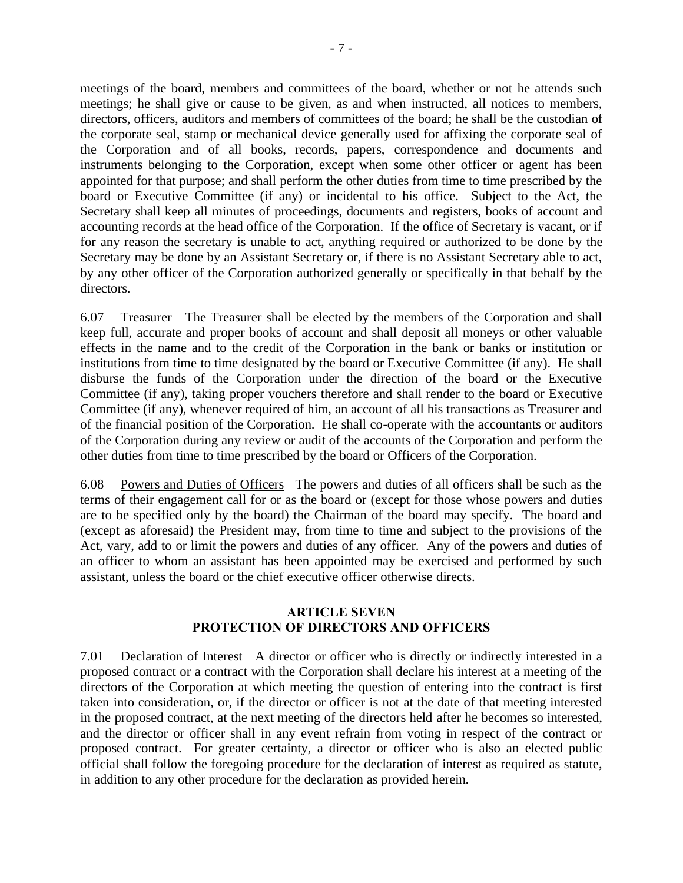meetings of the board, members and committees of the board, whether or not he attends such meetings; he shall give or cause to be given, as and when instructed, all notices to members, directors, officers, auditors and members of committees of the board; he shall be the custodian of the corporate seal, stamp or mechanical device generally used for affixing the corporate seal of the Corporation and of all books, records, papers, correspondence and documents and instruments belonging to the Corporation, except when some other officer or agent has been appointed for that purpose; and shall perform the other duties from time to time prescribed by the board or Executive Committee (if any) or incidental to his office. Subject to the Act, the Secretary shall keep all minutes of proceedings, documents and registers, books of account and accounting records at the head office of the Corporation. If the office of Secretary is vacant, or if for any reason the secretary is unable to act, anything required or authorized to be done by the Secretary may be done by an Assistant Secretary or, if there is no Assistant Secretary able to act, by any other officer of the Corporation authorized generally or specifically in that behalf by the directors.

6.07 Treasurer The Treasurer shall be elected by the members of the Corporation and shall keep full, accurate and proper books of account and shall deposit all moneys or other valuable effects in the name and to the credit of the Corporation in the bank or banks or institution or institutions from time to time designated by the board or Executive Committee (if any). He shall disburse the funds of the Corporation under the direction of the board or the Executive Committee (if any), taking proper vouchers therefore and shall render to the board or Executive Committee (if any), whenever required of him, an account of all his transactions as Treasurer and of the financial position of the Corporation. He shall co-operate with the accountants or auditors of the Corporation during any review or audit of the accounts of the Corporation and perform the other duties from time to time prescribed by the board or Officers of the Corporation.

6.08 Powers and Duties of Officers The powers and duties of all officers shall be such as the terms of their engagement call for or as the board or (except for those whose powers and duties are to be specified only by the board) the Chairman of the board may specify. The board and (except as aforesaid) the President may, from time to time and subject to the provisions of the Act, vary, add to or limit the powers and duties of any officer. Any of the powers and duties of an officer to whom an assistant has been appointed may be exercised and performed by such assistant, unless the board or the chief executive officer otherwise directs.

## ARTICLE SEVEN
## PROTECTION OF DIRECTORS AND OFFICERS

7.01 Declaration of Interest A director or officer who is directly or indirectly interested in a proposed contract or a contract with the Corporation shall declare his interest at a meeting of the directors of the Corporation at which meeting the question of entering into the contract is first taken into consideration, or, if the director or officer is not at the date of that meeting interested in the proposed contract, at the next meeting of the directors held after he becomes so interested, and the director or officer shall in any event refrain from voting in respect of the contract or proposed contract. For greater certainty, a director or officer who is also an elected public official shall follow the foregoing procedure for the declaration of interest as required as statute, in addition to any other procedure for the declaration as provided herein.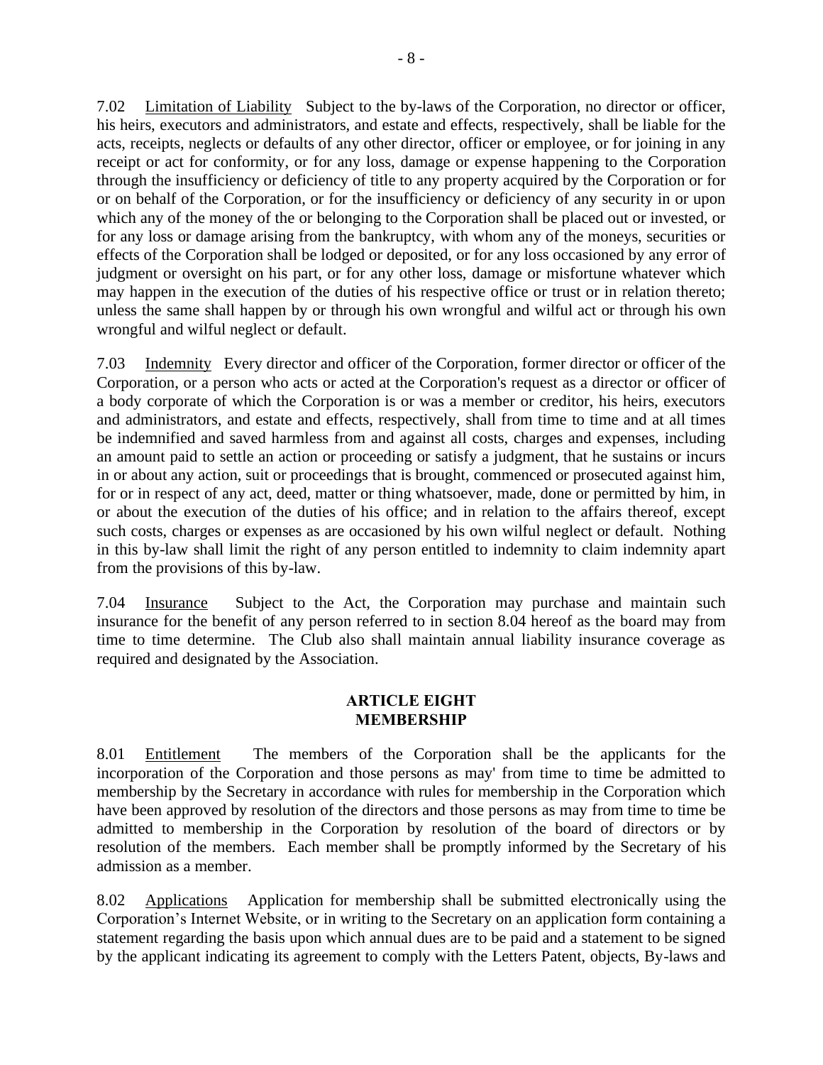7.02 Limitation of Liability Subject to the by-laws of the Corporation, no director or officer, his heirs, executors and administrators, and estate and effects, respectively, shall be liable for the acts, receipts, neglects or defaults of any other director, officer or employee, or for joining in any receipt or act for conformity, or for any loss, damage or expense happening to the Corporation through the insufficiency or deficiency of title to any property acquired by the Corporation or for or on behalf of the Corporation, or for the insufficiency or deficiency of any security in or upon which any of the money of the or belonging to the Corporation shall be placed out or invested, or for any loss or damage arising from the bankruptcy, with whom any of the moneys, securities or effects of the Corporation shall be lodged or deposited, or for any loss occasioned by any error of judgment or oversight on his part, or for any other loss, damage or misfortune whatever which may happen in the execution of the duties of his respective office or trust or in relation thereto; unless the same shall happen by or through his own wrongful and wilful act or through his own wrongful and wilful neglect or default.

7.03 Indemnity Every director and officer of the Corporation, former director or officer of the Corporation, or a person who acts or acted at the Corporation's request as a director or officer of a body corporate of which the Corporation is or was a member or creditor, his heirs, executors and administrators, and estate and effects, respectively, shall from time to time and at all times be indemnified and saved harmless from and against all costs, charges and expenses, including an amount paid to settle an action or proceeding or satisfy a judgment, that he sustains or incurs in or about any action, suit or proceedings that is brought, commenced or prosecuted against him, for or in respect of any act, deed, matter or thing whatsoever, made, done or permitted by him, in or about the execution of the duties of his office; and in relation to the affairs thereof, except such costs, charges or expenses as are occasioned by his own wilful neglect or default. Nothing in this by-law shall limit the right of any person entitled to indemnity to claim indemnity apart from the provisions of this by-law.

7.04 Insurance Subject to the Act, the Corporation may purchase and maintain such insurance for the benefit of any person referred to in section 8.04 hereof as the board may from time to time determine. The Club also shall maintain annual liability insurance coverage as required and designated by the Association.

## ARTICLE EIGHT
## MEMBERSHIP

8.01 Entitlement The members of the Corporation shall be the applicants for the incorporation of the Corporation and those persons as may' from time to time be admitted to membership by the Secretary in accordance with rules for membership in the Corporation which have been approved by resolution of the directors and those persons as may from time to time be admitted to membership in the Corporation by resolution of the board of directors or by resolution of the members. Each member shall be promptly informed by the Secretary of his admission as a member.

8.02 Applications Application for membership shall be submitted electronically using the Corporation's Internet Website, or in writing to the Secretary on an application form containing a statement regarding the basis upon which annual dues are to be paid and a statement to be signed by the applicant indicating its agreement to comply with the Letters Patent, objects, By-laws and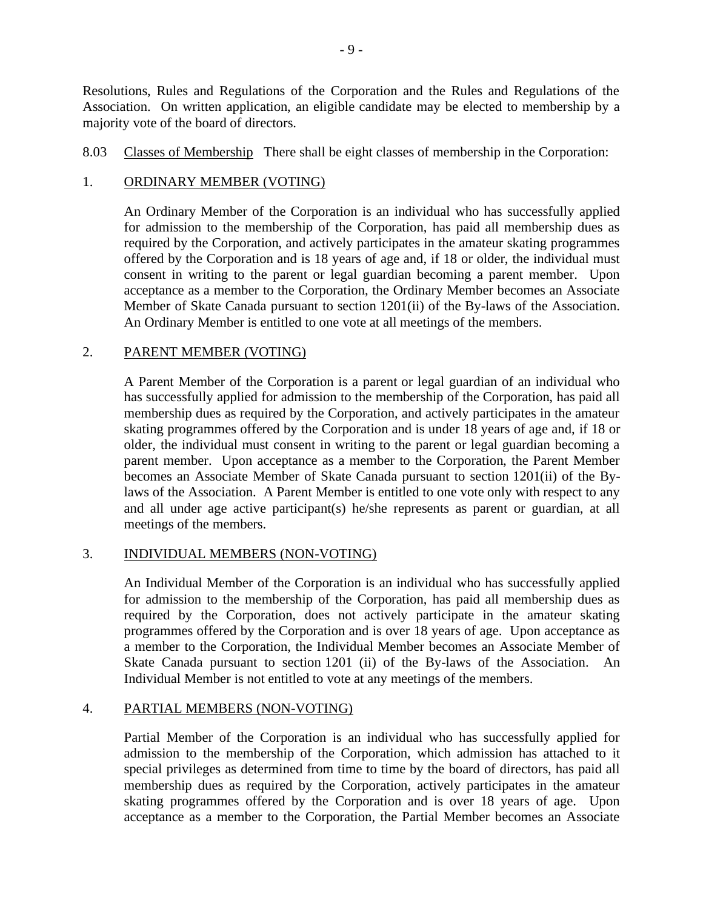Resolutions, Rules and Regulations of the Corporation and the Rules and Regulations of the Association. On written application, an eligible candidate may be elected to membership by a majority vote of the board of directors.

8.03 Classes of Membership There shall be eight classes of membership in the Corporation:

1. ORDINARY MEMBER (VOTING)

An Ordinary Member of the Corporation is an individual who has successfully applied for admission to the membership of the Corporation, has paid all membership dues as required by the Corporation, and actively participates in the amateur skating programmes offered by the Corporation and is 18 years of age and, if 18 or older, the individual must consent in writing to the parent or legal guardian becoming a parent member. Upon acceptance as a member to the Corporation, the Ordinary Member becomes an Associate Member of Skate Canada pursuant to section 1201(ii) of the By-laws of the Association. An Ordinary Member is entitled to one vote at all meetings of the members.

2. PARENT MEMBER (VOTING)

A Parent Member of the Corporation is a parent or legal guardian of an individual who has successfully applied for admission to the membership of the Corporation, has paid all membership dues as required by the Corporation, and actively participates in the amateur skating programmes offered by the Corporation and is under 18 years of age and, if 18 or older, the individual must consent in writing to the parent or legal guardian becoming a parent member. Upon acceptance as a member to the Corporation, the Parent Member becomes an Associate Member of Skate Canada pursuant to section 1201(ii) of the By-laws of the Association. A Parent Member is entitled to one vote only with respect to any and all under age active participant(s) he/she represents as parent or guardian, at all meetings of the members.

3. INDIVIDUAL MEMBERS (NON-VOTING)

An Individual Member of the Corporation is an individual who has successfully applied for admission to the membership of the Corporation, has paid all membership dues as required by the Corporation, does not actively participate in the amateur skating programmes offered by the Corporation and is over 18 years of age. Upon acceptance as a member to the Corporation, the Individual Member becomes an Associate Member of Skate Canada pursuant to section 1201 (ii) of the By-laws of the Association. An Individual Member is not entitled to vote at any meetings of the members.

4. PARTIAL MEMBERS (NON-VOTING)

Partial Member of the Corporation is an individual who has successfully applied for admission to the membership of the Corporation, which admission has attached to it special privileges as determined from time to time by the board of directors, has paid all membership dues as required by the Corporation, actively participates in the amateur skating programmes offered by the Corporation and is over 18 years of age. Upon acceptance as a member to the Corporation, the Partial Member becomes an Associate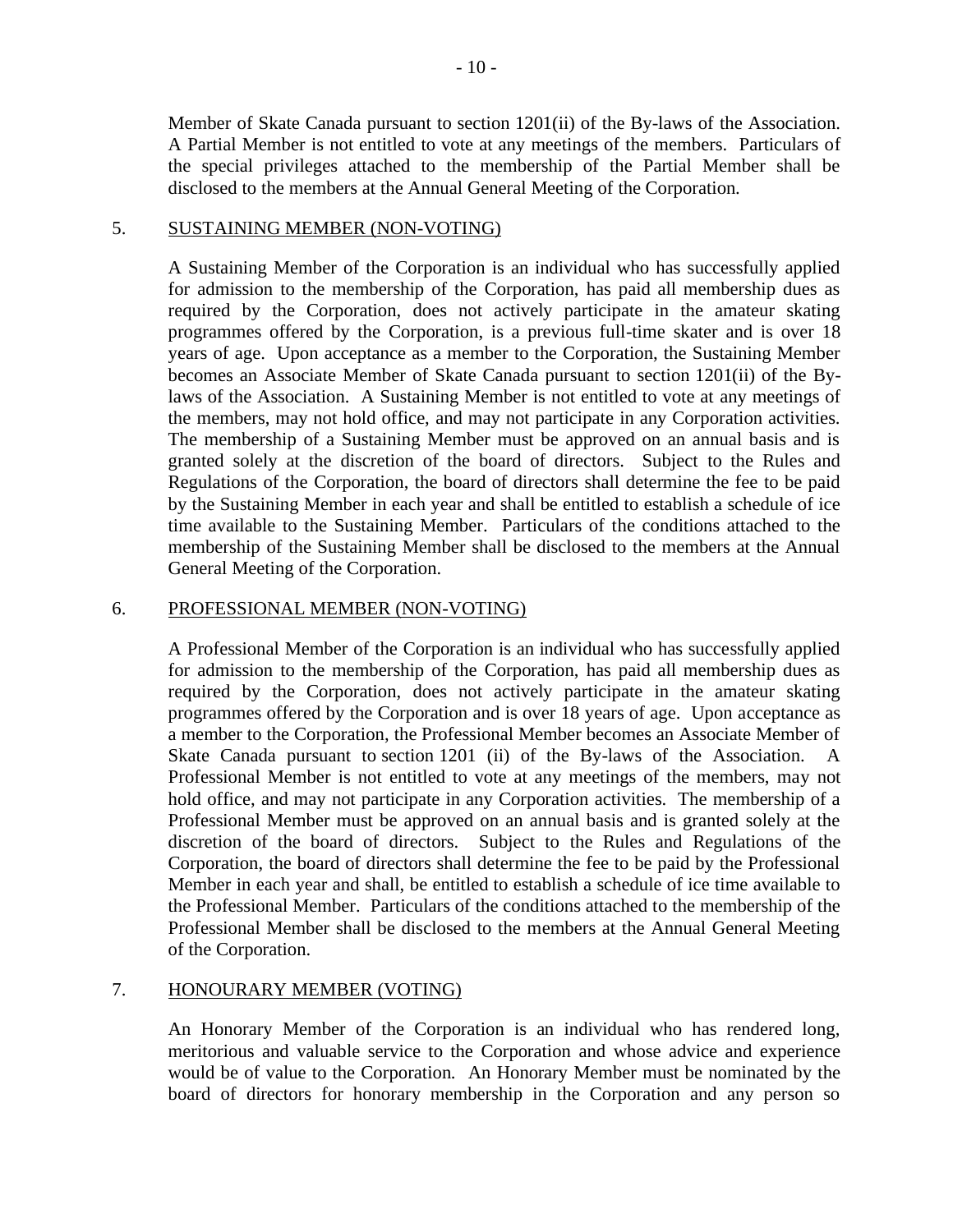Member of Skate Canada pursuant to section 1201(ii) of the By-laws of the Association. A Partial Member is not entitled to vote at any meetings of the members. Particulars of the special privileges attached to the membership of the Partial Member shall be disclosed to the members at the Annual General Meeting of the Corporation.

5. <u>SUSTAINING MEMBER (NON-VOTING)</u>

A Sustaining Member of the Corporation is an individual who has successfully applied for admission to the membership of the Corporation, has paid all membership dues as required by the Corporation, does not actively participate in the amateur skating programmes offered by the Corporation, is a previous full-time skater and is over 18 years of age. Upon acceptance as a member to the Corporation, the Sustaining Member becomes an Associate Member of Skate Canada pursuant to section 1201(ii) of the By-laws of the Association. A Sustaining Member is not entitled to vote at any meetings of the members, may not hold office, and may not participate in any Corporation activities. The membership of a Sustaining Member must be approved on an annual basis and is granted solely at the discretion of the board of directors. Subject to the Rules and Regulations of the Corporation, the board of directors shall determine the fee to be paid by the Sustaining Member in each year and shall be entitled to establish a schedule of ice time available to the Sustaining Member. Particulars of the conditions attached to the membership of the Sustaining Member shall be disclosed to the members at the Annual General Meeting of the Corporation.

6. <u>PROFESSIONAL MEMBER (NON-VOTING)</u>

A Professional Member of the Corporation is an individual who has successfully applied for admission to the membership of the Corporation, has paid all membership dues as required by the Corporation, does not actively participate in the amateur skating programmes offered by the Corporation and is over 18 years of age. Upon acceptance as a member to the Corporation, the Professional Member becomes an Associate Member of Skate Canada pursuant to section 1201 (ii) of the By-laws of the Association. A Professional Member is not entitled to vote at any meetings of the members, may not hold office, and may not participate in any Corporation activities. The membership of a Professional Member must be approved on an annual basis and is granted solely at the discretion of the board of directors. Subject to the Rules and Regulations of the Corporation, the board of directors shall determine the fee to be paid by the Professional Member in each year and shall, be entitled to establish a schedule of ice time available to the Professional Member. Particulars of the conditions attached to the membership of the Professional Member shall be disclosed to the members at the Annual General Meeting of the Corporation.

7. <u>HONOURARY MEMBER (VOTING)</u>

An Honorary Member of the Corporation is an individual who has rendered long, meritorious and valuable service to the Corporation and whose advice and experience would be of value to the Corporation. An Honorary Member must be nominated by the board of directors for honorary membership in the Corporation and any person so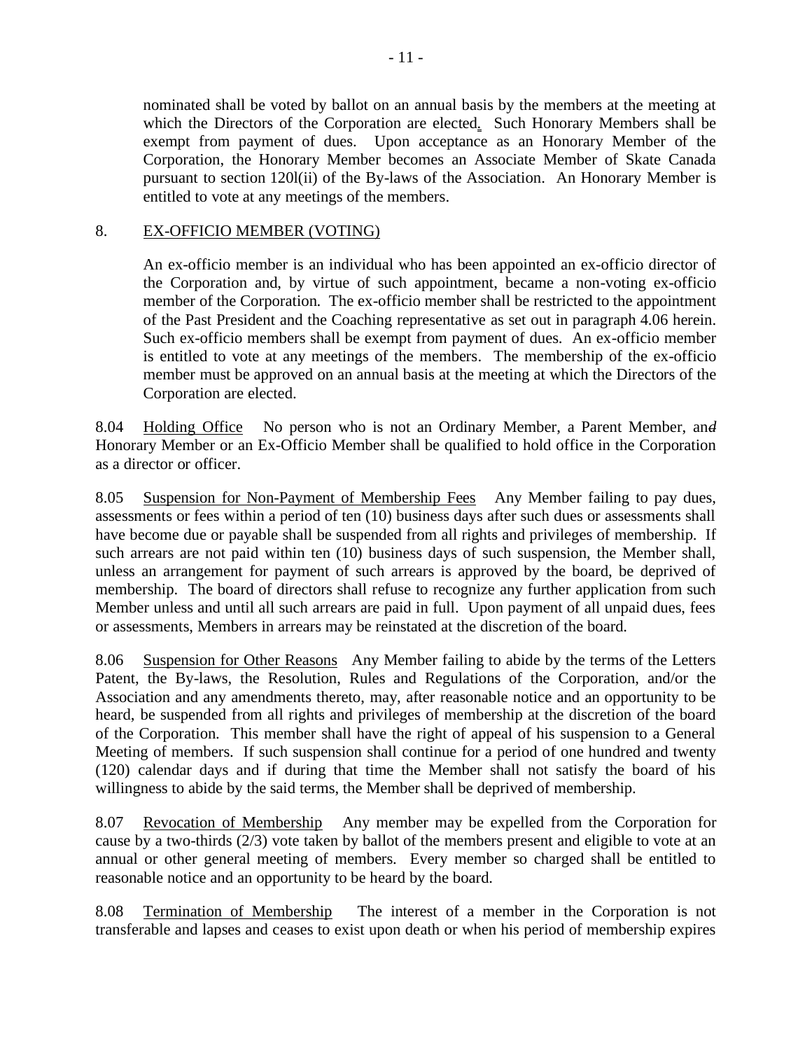nominated shall be voted by ballot on an annual basis by the members at the meeting at which the Directors of the Corporation are elected. Such Honorary Members shall be exempt from payment of dues. Upon acceptance as an Honorary Member of the Corporation, the Honorary Member becomes an Associate Member of Skate Canada pursuant to section 120l(ii) of the By-laws of the Association. An Honorary Member is entitled to vote at any meetings of the members.

8. <u>EX-OFFICIO MEMBER (VOTING)</u>

An ex-officio member is an individual who has been appointed an ex-officio director of the Corporation and, by virtue of such appointment, became a non-voting ex-officio member of the Corporation. The ex-officio member shall be restricted to the appointment of the Past President and the Coaching representative as set out in paragraph 4.06 herein. Such ex-officio members shall be exempt from payment of dues. An ex-officio member is entitled to vote at any meetings of the members. The membership of the ex-officio member must be approved on an annual basis at the meeting at which the Directors of the Corporation are elected.

8.04 <u>Holding Office</u> No person who is not an Ordinary Member, a Parent Member, and Honorary Member or an Ex-Officio Member shall be qualified to hold office in the Corporation as a director or officer.

8.05 <u>Suspension for Non-Payment of Membership Fees</u> Any Member failing to pay dues, assessments or fees within a period of ten (10) business days after such dues or assessments shall have become due or payable shall be suspended from all rights and privileges of membership. If such arrears are not paid within ten (10) business days of such suspension, the Member shall, unless an arrangement for payment of such arrears is approved by the board, be deprived of membership. The board of directors shall refuse to recognize any further application from such Member unless and until all such arrears are paid in full. Upon payment of all unpaid dues, fees or assessments, Members in arrears may be reinstated at the discretion of the board.

8.06 <u>Suspension for Other Reasons</u> Any Member failing to abide by the terms of the Letters Patent, the By-laws, the Resolution, Rules and Regulations of the Corporation, and/or the Association and any amendments thereto, may, after reasonable notice and an opportunity to be heard, be suspended from all rights and privileges of membership at the discretion of the board of the Corporation. This member shall have the right of appeal of his suspension to a General Meeting of members. If such suspension shall continue for a period of one hundred and twenty (120) calendar days and if during that time the Member shall not satisfy the board of his willingness to abide by the said terms, the Member shall be deprived of membership.

8.07 <u>Revocation of Membership</u> Any member may be expelled from the Corporation for cause by a two-thirds (2/3) vote taken by ballot of the members present and eligible to vote at an annual or other general meeting of members. Every member so charged shall be entitled to reasonable notice and an opportunity to be heard by the board.

8.08 <u>Termination of Membership</u> The interest of a member in the Corporation is not transferable and lapses and ceases to exist upon death or when his period of membership expires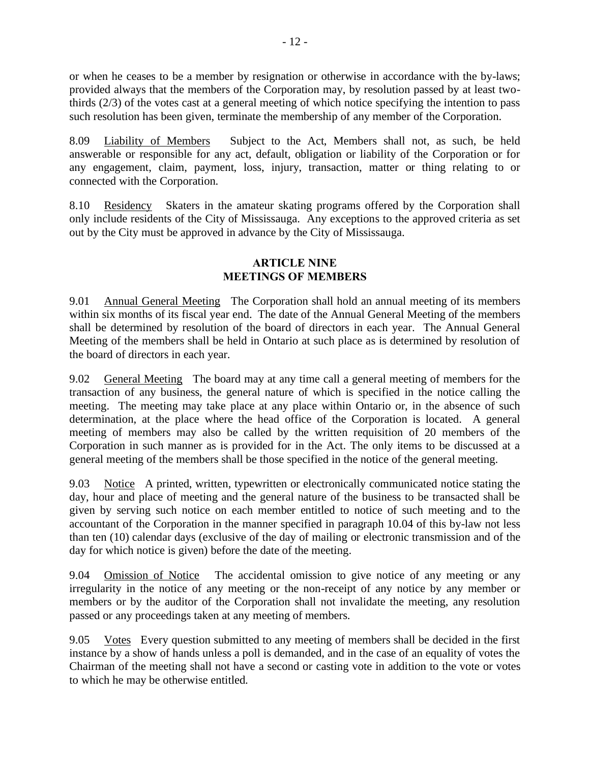or when he ceases to be a member by resignation or otherwise in accordance with the by-laws; provided always that the members of the Corporation may, by resolution passed by at least two-thirds (2/3) of the votes cast at a general meeting of which notice specifying the intention to pass such resolution has been given, terminate the membership of any member of the Corporation.

8.09 Liability of Members Subject to the Act, Members shall not, as such, be held answerable or responsible for any act, default, obligation or liability of the Corporation or for any engagement, claim, payment, loss, injury, transaction, matter or thing relating to or connected with the Corporation.

8.10 Residency Skaters in the amateur skating programs offered by the Corporation shall only include residents of the City of Mississauga. Any exceptions to the approved criteria as set out by the City must be approved in advance by the City of Mississauga.

## ARTICLE NINE
## MEETINGS OF MEMBERS

9.01 Annual General Meeting The Corporation shall hold an annual meeting of its members within six months of its fiscal year end. The date of the Annual General Meeting of the members shall be determined by resolution of the board of directors in each year. The Annual General Meeting of the members shall be held in Ontario at such place as is determined by resolution of the board of directors in each year.

9.02 General Meeting The board may at any time call a general meeting of members for the transaction of any business, the general nature of which is specified in the notice calling the meeting. The meeting may take place at any place within Ontario or, in the absence of such determination, at the place where the head office of the Corporation is located. A general meeting of members may also be called by the written requisition of 20 members of the Corporation in such manner as is provided for in the Act. The only items to be discussed at a general meeting of the members shall be those specified in the notice of the general meeting.

9.03 Notice A printed, written, typewritten or electronically communicated notice stating the day, hour and place of meeting and the general nature of the business to be transacted shall be given by serving such notice on each member entitled to notice of such meeting and to the accountant of the Corporation in the manner specified in paragraph 10.04 of this by-law not less than ten (10) calendar days (exclusive of the day of mailing or electronic transmission and of the day for which notice is given) before the date of the meeting.

9.04 Omission of Notice The accidental omission to give notice of any meeting or any irregularity in the notice of any meeting or the non-receipt of any notice by any member or members or by the auditor of the Corporation shall not invalidate the meeting, any resolution passed or any proceedings taken at any meeting of members.

9.05 Votes Every question submitted to any meeting of members shall be decided in the first instance by a show of hands unless a poll is demanded, and in the case of an equality of votes the Chairman of the meeting shall not have a second or casting vote in addition to the vote or votes to which he may be otherwise entitled.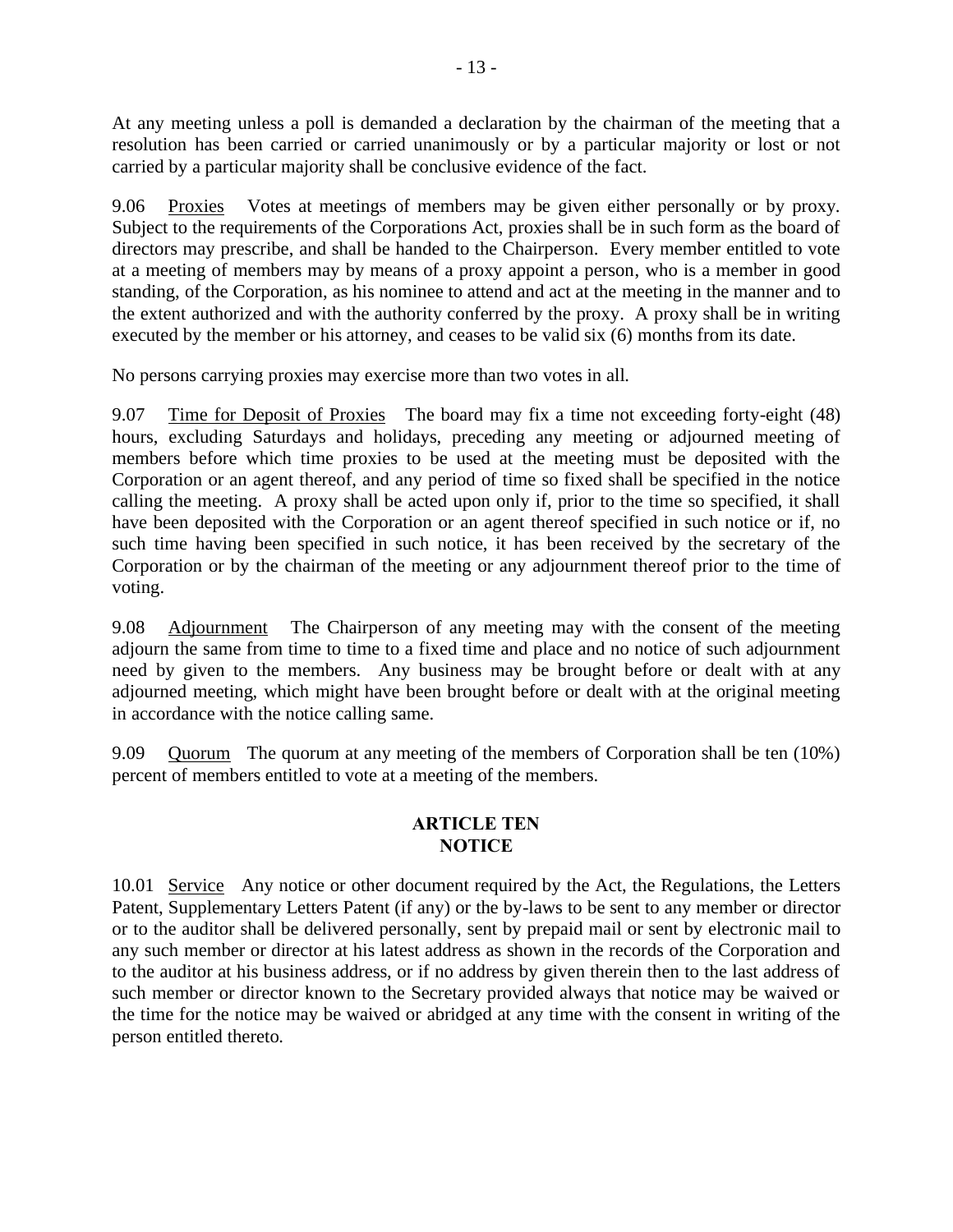At any meeting unless a poll is demanded a declaration by the chairman of the meeting that a resolution has been carried or carried unanimously or by a particular majority or lost or not carried by a particular majority shall be conclusive evidence of the fact.

9.06 Proxies Votes at meetings of members may be given either personally or by proxy. Subject to the requirements of the Corporations Act, proxies shall be in such form as the board of directors may prescribe, and shall be handed to the Chairperson. Every member entitled to vote at a meeting of members may by means of a proxy appoint a person, who is a member in good standing, of the Corporation, as his nominee to attend and act at the meeting in the manner and to the extent authorized and with the authority conferred by the proxy. A proxy shall be in writing executed by the member or his attorney, and ceases to be valid six (6) months from its date.

No persons carrying proxies may exercise more than two votes in all.

9.07 Time for Deposit of Proxies The board may fix a time not exceeding forty-eight (48) hours, excluding Saturdays and holidays, preceding any meeting or adjourned meeting of members before which time proxies to be used at the meeting must be deposited with the Corporation or an agent thereof, and any period of time so fixed shall be specified in the notice calling the meeting. A proxy shall be acted upon only if, prior to the time so specified, it shall have been deposited with the Corporation or an agent thereof specified in such notice or if, no such time having been specified in such notice, it has been received by the secretary of the Corporation or by the chairman of the meeting or any adjournment thereof prior to the time of voting.

9.08 Adjournment The Chairperson of any meeting may with the consent of the meeting adjourn the same from time to time to a fixed time and place and no notice of such adjournment need by given to the members. Any business may be brought before or dealt with at any adjourned meeting, which might have been brought before or dealt with at the original meeting in accordance with the notice calling same.

9.09 Quorum The quorum at any meeting of the members of Corporation shall be ten (10%) percent of members entitled to vote at a meeting of the members.

## ARTICLE TEN
## NOTICE

10.01 Service Any notice or other document required by the Act, the Regulations, the Letters Patent, Supplementary Letters Patent (if any) or the by-laws to be sent to any member or director or to the auditor shall be delivered personally, sent by prepaid mail or sent by electronic mail to any such member or director at his latest address as shown in the records of the Corporation and to the auditor at his business address, or if no address by given therein then to the last address of such member or director known to the Secretary provided always that notice may be waived or the time for the notice may be waived or abridged at any time with the consent in writing of the person entitled thereto.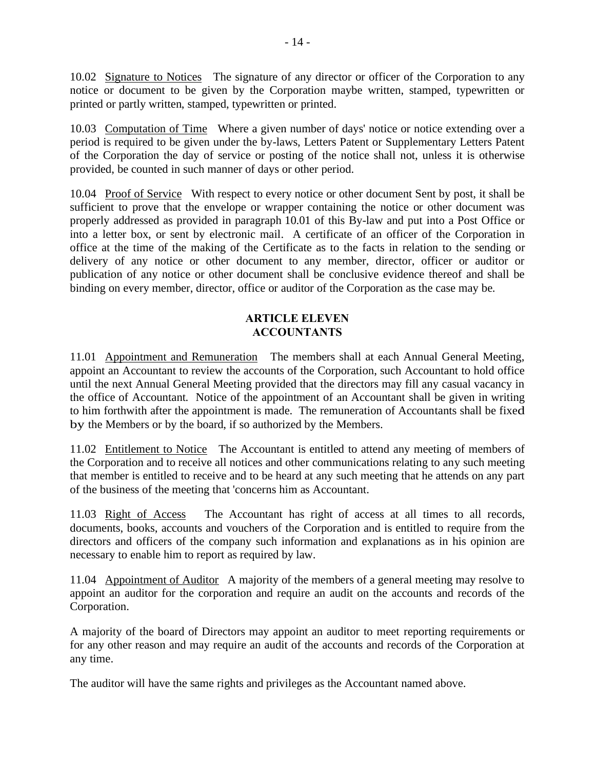10.02 Signature to Notices The signature of any director or officer of the Corporation to any notice or document to be given by the Corporation maybe written, stamped, typewritten or printed or partly written, stamped, typewritten or printed.

10.03 Computation of Time Where a given number of days' notice or notice extending over a period is required to be given under the by-laws, Letters Patent or Supplementary Letters Patent of the Corporation the day of service or posting of the notice shall not, unless it is otherwise provided, be counted in such manner of days or other period.

10.04 Proof of Service With respect to every notice or other document Sent by post, it shall be sufficient to prove that the envelope or wrapper containing the notice or other document was properly addressed as provided in paragraph 10.01 of this By-law and put into a Post Office or into a letter box, or sent by electronic mail. A certificate of an officer of the Corporation in office at the time of the making of the Certificate as to the facts in relation to the sending or delivery of any notice or other document to any member, director, officer or auditor or publication of any notice or other document shall be conclusive evidence thereof and shall be binding on every member, director, office or auditor of the Corporation as the case may be.

## ARTICLE ELEVEN
## ACCOUNTANTS

11.01 Appointment and Remuneration The members shall at each Annual General Meeting, appoint an Accountant to review the accounts of the Corporation, such Accountant to hold office until the next Annual General Meeting provided that the directors may fill any casual vacancy in the office of Accountant. Notice of the appointment of an Accountant shall be given in writing to him forthwith after the appointment is made. The remuneration of Accountants shall be fixed by the Members or by the board, if so authorized by the Members.

11.02 Entitlement to Notice The Accountant is entitled to attend any meeting of members of the Corporation and to receive all notices and other communications relating to any such meeting that member is entitled to receive and to be heard at any such meeting that he attends on any part of the business of the meeting that 'concerns him as Accountant.

11.03 Right of Access The Accountant has right of access at all times to all records, documents, books, accounts and vouchers of the Corporation and is entitled to require from the directors and officers of the company such information and explanations as in his opinion are necessary to enable him to report as required by law.

11.04 Appointment of Auditor A majority of the members of a general meeting may resolve to appoint an auditor for the corporation and require an audit on the accounts and records of the Corporation.

A majority of the board of Directors may appoint an auditor to meet reporting requirements or for any other reason and may require an audit of the accounts and records of the Corporation at any time.

The auditor will have the same rights and privileges as the Accountant named above.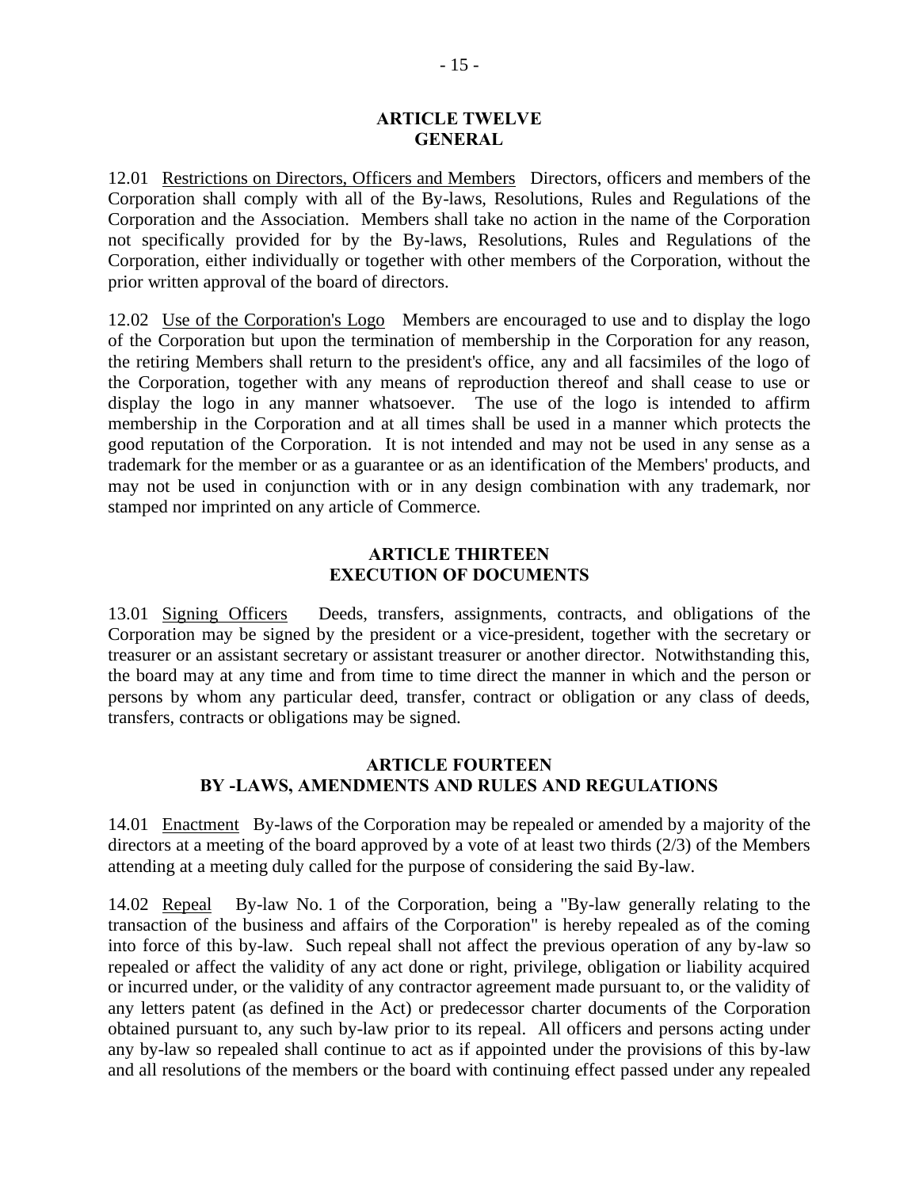## ARTICLE TWELVE
## GENERAL

12.01 Restrictions on Directors, Officers and Members Directors, officers and members of the Corporation shall comply with all of the By-laws, Resolutions, Rules and Regulations of the Corporation and the Association. Members shall take no action in the name of the Corporation not specifically provided for by the By-laws, Resolutions, Rules and Regulations of the Corporation, either individually or together with other members of the Corporation, without the prior written approval of the board of directors.

12.02 Use of the Corporation's Logo Members are encouraged to use and to display the logo of the Corporation but upon the termination of membership in the Corporation for any reason, the retiring Members shall return to the president's office, any and all facsimiles of the logo of the Corporation, together with any means of reproduction thereof and shall cease to use or display the logo in any manner whatsoever. The use of the logo is intended to affirm membership in the Corporation and at all times shall be used in a manner which protects the good reputation of the Corporation. It is not intended and may not be used in any sense as a trademark for the member or as a guarantee or as an identification of the Members' products, and may not be used in conjunction with or in any design combination with any trademark, nor stamped nor imprinted on any article of Commerce.

## ARTICLE THIRTEEN
## EXECUTION OF DOCUMENTS

13.01 Signing Officers Deeds, transfers, assignments, contracts, and obligations of the Corporation may be signed by the president or a vice-president, together with the secretary or treasurer or an assistant secretary or assistant treasurer or another director. Notwithstanding this, the board may at any time and from time to time direct the manner in which and the person or persons by whom any particular deed, transfer, contract or obligation or any class of deeds, transfers, contracts or obligations may be signed.

## ARTICLE FOURTEEN
## BY -LAWS, AMENDMENTS AND RULES AND REGULATIONS

14.01 Enactment By-laws of the Corporation may be repealed or amended by a majority of the directors at a meeting of the board approved by a vote of at least two thirds (2/3) of the Members attending at a meeting duly called for the purpose of considering the said By-law.

14.02 Repeal By-law No. 1 of the Corporation, being a "By-law generally relating to the transaction of the business and affairs of the Corporation" is hereby repealed as of the coming into force of this by-law. Such repeal shall not affect the previous operation of any by-law so repealed or affect the validity of any act done or right, privilege, obligation or liability acquired or incurred under, or the validity of any contractor agreement made pursuant to, or the validity of any letters patent (as defined in the Act) or predecessor charter documents of the Corporation obtained pursuant to, any such by-law prior to its repeal. All officers and persons acting under any by-law so repealed shall continue to act as if appointed under the provisions of this by-law and all resolutions of the members or the board with continuing effect passed under any repealed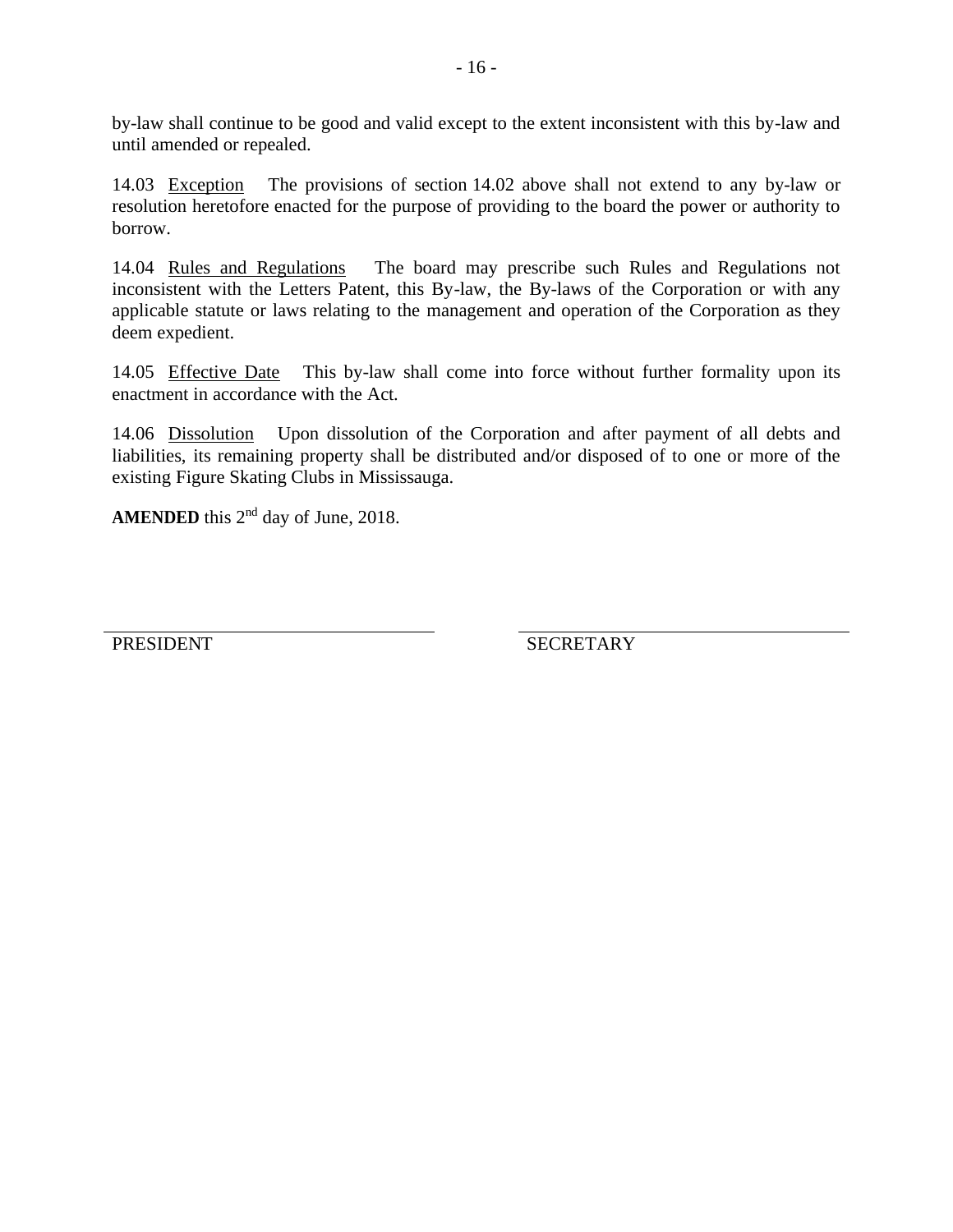by-law shall continue to be good and valid except to the extent inconsistent with this by-law and until amended or repealed.

14.03 Exception The provisions of section 14.02 above shall not extend to any by-law or resolution heretofore enacted for the purpose of providing to the board the power or authority to borrow.

14.04 Rules and Regulations The board may prescribe such Rules and Regulations not inconsistent with the Letters Patent, this By-law, the By-laws of the Corporation or with any applicable statute or laws relating to the management and operation of the Corporation as they deem expedient.

14.05 Effective Date This by-law shall come into force without further formality upon its enactment in accordance with the Act.

14.06 Dissolution Upon dissolution of the Corporation and after payment of all debts and liabilities, its remaining property shall be distributed and/or disposed of to one or more of the existing Figure Skating Clubs in Mississauga.

**AMENDED** this 2nd day of June, 2018.

| | |
|---|---|
| PRESIDENT | SECRETARY |